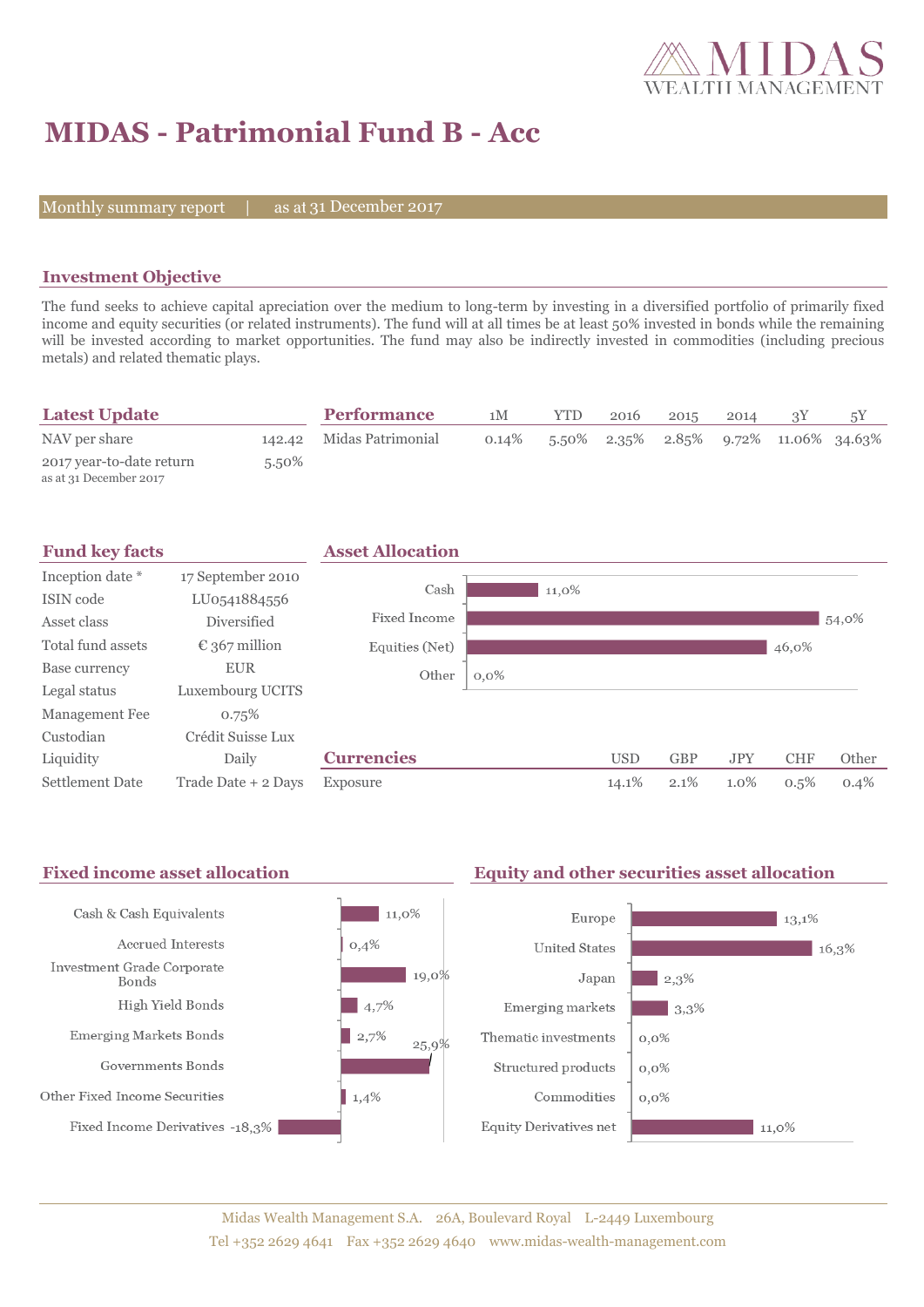# MIDAS - Patrimonial Fund B - Acc

Monthly summary report | as at 31 December 2017

## Investment Objective

The fund seeks to achieve capital apreciation over the medium to long-term by investing in a diversified portfolio of primarily fixed income and equity securities (or related instruments). The fund will at all times be at least 50% invested in bonds while the remaining will be invested according to market opportunities. The fund may also be indirectly invested in commodities (including precious metals) and related thematic plays.

## Latest Update

| | |
|---|---|
| NAV per share | 142.42 |
| 2017 year-to-date return<br>as at 31 December 2017 | 5.50% |

## Performance

| | 1M | YTD | 2016 | 2015 | 2014 | 3Y | 5Y |
|---|---|---|---|---|---|---|---|
| Midas Patrimonial | 0.14% | 5.50% | 2.35% | 2.85% | 9.72% | 11.06% | 34.63% |

## Fund key facts

| | |
|---|---|
| Inception date * | 17 September 2010 |
| ISIN code | LU0541884556 |
| Asset class | Diversified |
| Total fund assets | € 367 million |
| Base currency | EUR |
| Legal status | Luxembourg UCITS |
| Management Fee | 0.75% |
| Custodian | Crédit Suisse Lux |
| Liquidity | Daily |
| Settlement Date | Trade Date + 2 Days |

## Asset Allocation

| | |
|---|---|
| Cash | 11,0% |
| Fixed Income | 54,0% |
| Equities (Net) | 46,0% |
| Other | 0,0% |

## Currencies

| | USD | GBP | JPY | CHF | Other |
|---|---|---|---|---|---|
| Exposure | 14.1% | 2.1% | 1.0% | 0.5% | 0.4% |

## Fixed income asset allocation

| | |
|---|---|
| Cash & Cash Equivalents | 11,0% |
| Accrued Interests | 0,4% |
| Investment Grade Corporate Bonds | 19,0% |
| High Yield Bonds | 4,7% |
| Emerging Markets Bonds | 2,7% |
| Governments Bonds | 25,9% |
| Other Fixed Income Securities | 1,4% |
| Fixed Income Derivatives | -18,3% |

## Equity and other securities asset allocation

| | |
|---|---|
| Europe | 13,1% |
| United States | 16,3% |
| Japan | 2,3% |
| Emerging markets | 3,3% |
| Thematic investments | 0,0% |
| Structured products | 0,0% |
| Commodities | 0,0% |
| Equity Derivatives net | 11,0% |

Midas Wealth Management S.A. 26A, Boulevard Royal L-2449 Luxembourg
Tel +352 2629 4641 Fax +352 2629 4640 www.midas-wealth-management.com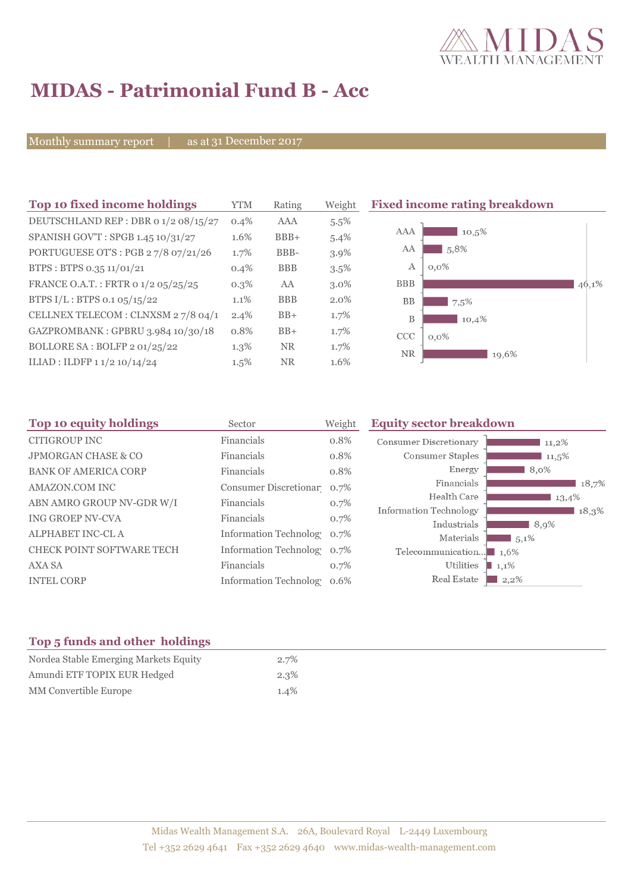# MIDAS - Patrimonial Fund B - Acc

Monthly summary report | as at 31 December 2017

## Top 10 fixed income holdings

| Top 10 fixed income holdings | YTM | Rating | Weight |
|---|---|---|---|
| DEUTSCHLAND REP : DBR 0 1/2 08/15/27 | 0.4% | AAA | 5.5% |
| SPANISH GOV'T : SPGB 1.45 10/31/27 | 1.6% | BBB+ | 5.4% |
| PORTUGUESE OT'S : PGB 2 7/8 07/21/26 | 1.7% | BBB- | 3.9% |
| BTPS : BTPS 0.35 11/01/21 | 0.4% | BBB | 3.5% |
| FRANCE O.A.T. : FRTR 0 1/2 05/25/25 | 0.3% | AA | 3.0% |
| BTPS I/L : BTPS 0.1 05/15/22 | 1.1% | BBB | 2.0% |
| CELLNEX TELECOM : CLNXSM 2 7/8 04/1 | 2.4% | BB+ | 1.7% |
| GAZPROMBANK : GPBRU 3.984 10/30/18 | 0.8% | BB+ | 1.7% |
| BOLLORE SA : BOLFP 2 01/25/22 | 1.3% | NR | 1.7% |
| ILIAD : ILDFP 1 1/2 10/14/24 | 1.5% | NR | 1.6% |

## Fixed income rating breakdown

| Rating | Weight |
|---|---|
| AAA | 10,5% |
| AA | 5,8% |
| A | 0,0% |
| BBB | 46,1% |
| BB | 7,5% |
| B | 10,4% |
| CCC | 0,0% |
| NR | 19,6% |

## Top 10 equity holdings

| Top 10 equity holdings | Sector | Weight |
|---|---|---|
| CITIGROUP INC | Financials | 0.8% |
| JPMORGAN CHASE & CO | Financials | 0.8% |
| BANK OF AMERICA CORP | Financials | 0.8% |
| AMAZON.COM INC | Consumer Discretionar | 0.7% |
| ABN AMRO GROUP NV-GDR W/I | Financials | 0.7% |
| ING GROEP NV-CVA | Financials | 0.7% |
| ALPHABET INC-CL A | Information Technolog | 0.7% |
| CHECK POINT SOFTWARE TECH | Information Technolog | 0.7% |
| AXA SA | Financials | 0.7% |
| INTEL CORP | Information Technolog | 0.6% |

## Equity sector breakdown

| Sector | Weight |
|---|---|
| Consumer Discretionary | 11,2% |
| Consumer Staples | 11,5% |
| Energy | 8,0% |
| Financials | 18,7% |
| Health Care | 13,4% |
| Information Technology | 18,3% |
| Industrials | 8,9% |
| Materials | 5,1% |
| Telecommunication... | 1,6% |
| Utilities | 1,1% |
| Real Estate | 2,2% |

## Top 5 funds and other holdings

| Top 5 funds and other holdings | |
|---|---|
| Nordea Stable Emerging Markets Equity | 2.7% |
| Amundi ETF TOPIX EUR Hedged | 2.3% |
| MM Convertible Europe | 1.4% |

Midas Wealth Management S.A. 26A, Boulevard Royal L-2449 Luxembourg
Tel +352 2629 4641 Fax +352 2629 4640 www.midas-wealth-management.com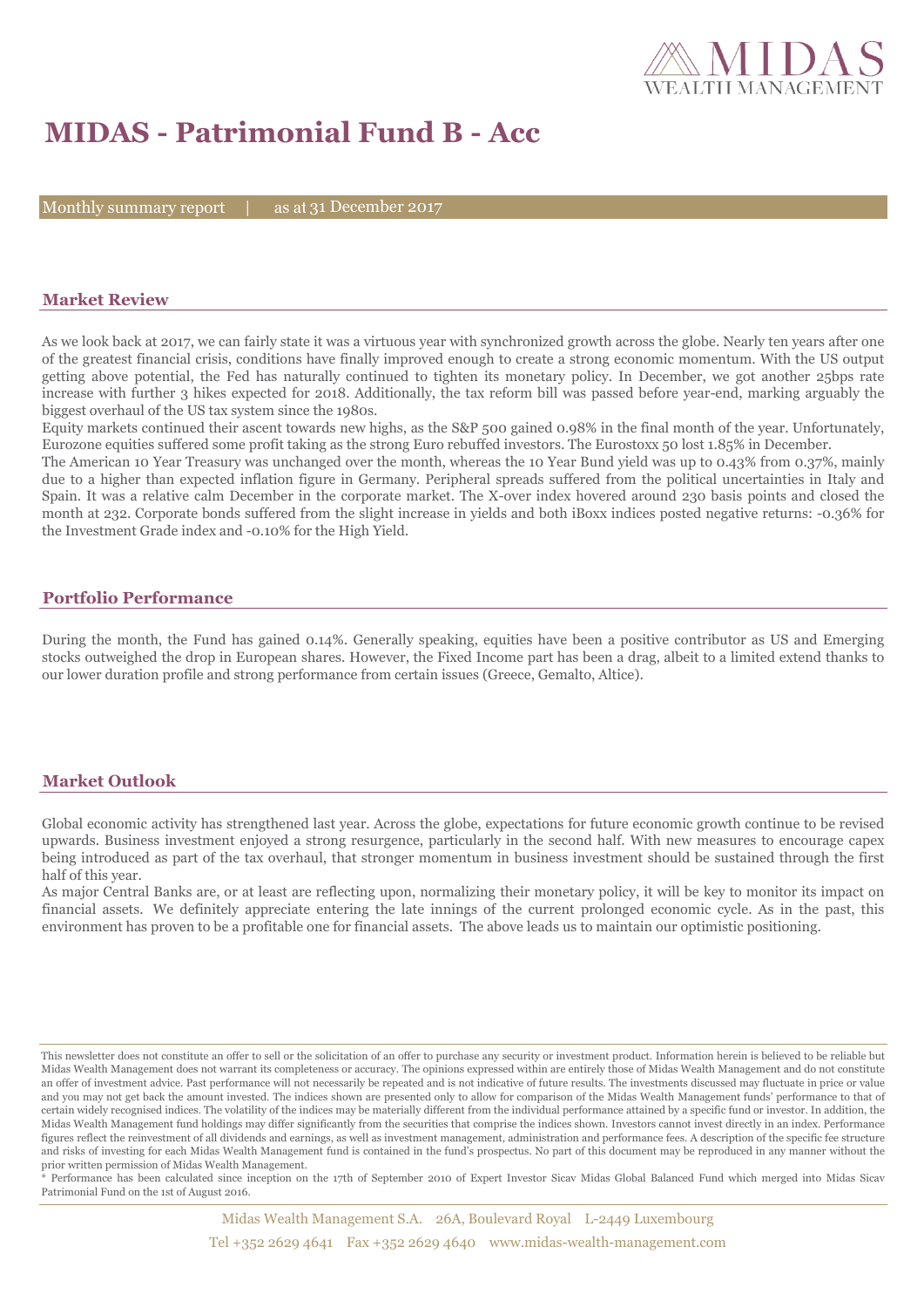# MIDAS - Patrimonial Fund B - Acc

Monthly summary report | as at 31 December 2017

## Market Review

As we look back at 2017, we can fairly state it was a virtuous year with synchronized growth across the globe. Nearly ten years after one of the greatest financial crisis, conditions have finally improved enough to create a strong economic momentum. With the US output getting above potential, the Fed has naturally continued to tighten its monetary policy. In December, we got another 25bps rate increase with further 3 hikes expected for 2018. Additionally, the tax reform bill was passed before year-end, marking arguably the biggest overhaul of the US tax system since the 1980s.

Equity markets continued their ascent towards new highs, as the S&P 500 gained 0.98% in the final month of the year. Unfortunately, Eurozone equities suffered some profit taking as the strong Euro rebuffed investors. The Eurostoxx 50 lost 1.85% in December.

The American 10 Year Treasury was unchanged over the month, whereas the 10 Year Bund yield was up to 0.43% from 0.37%, mainly due to a higher than expected inflation figure in Germany. Peripheral spreads suffered from the political uncertainties in Italy and Spain. It was a relative calm December in the corporate market. The X-over index hovered around 230 basis points and closed the month at 232. Corporate bonds suffered from the slight increase in yields and both iBoxx indices posted negative returns: -0.36% for the Investment Grade index and -0.10% for the High Yield.

## Portfolio Performance

During the month, the Fund has gained 0.14%. Generally speaking, equities have been a positive contributor as US and Emerging stocks outweighed the drop in European shares. However, the Fixed Income part has been a drag, albeit to a limited extend thanks to our lower duration profile and strong performance from certain issues (Greece, Gemalto, Altice).

## Market Outlook

Global economic activity has strengthened last year. Across the globe, expectations for future economic growth continue to be revised upwards. Business investment enjoyed a strong resurgence, particularly in the second half. With new measures to encourage capex being introduced as part of the tax overhaul, that stronger momentum in business investment should be sustained through the first half of this year.

As major Central Banks are, or at least are reflecting upon, normalizing their monetary policy, it will be key to monitor its impact on financial assets. We definitely appreciate entering the late innings of the current prolonged economic cycle. As in the past, this environment has proven to be a profitable one for financial assets. The above leads us to maintain our optimistic positioning.

This newsletter does not constitute an offer to sell or the solicitation of an offer to purchase any security or investment product. Information herein is believed to be reliable but Midas Wealth Management does not warrant its completeness or accuracy. The opinions expressed within are entirely those of Midas Wealth Management and do not constitute an offer of investment advice. Past performance will not necessarily be repeated and is not indicative of future results. The investments discussed may fluctuate in price or value and you may not get back the amount invested. The indices shown are presented only to allow for comparison of the Midas Wealth Management funds' performance to that of certain widely recognised indices. The volatility of the indices may be materially different from the individual performance attained by a specific fund or investor. In addition, the Midas Wealth Management fund holdings may differ significantly from the securities that comprise the indices shown. Investors cannot invest directly in an index. Performance figures reflect the reinvestment of all dividends and earnings, as well as investment management, administration and performance fees. A description of the specific fee structure and risks of investing for each Midas Wealth Management fund is contained in the fund's prospectus. No part of this document may be reproduced in any manner without the prior written permission of Midas Wealth Management.

* Performance has been calculated since inception on the 17th of September 2010 of Expert Investor Sicav Midas Global Balanced Fund which merged into Midas Sicav Patrimonial Fund on the 1st of August 2016.

Midas Wealth Management S.A. 26A, Boulevard Royal L-2449 Luxembourg

Tel +352 2629 4641 Fax +352 2629 4640 www.midas-wealth-management.com